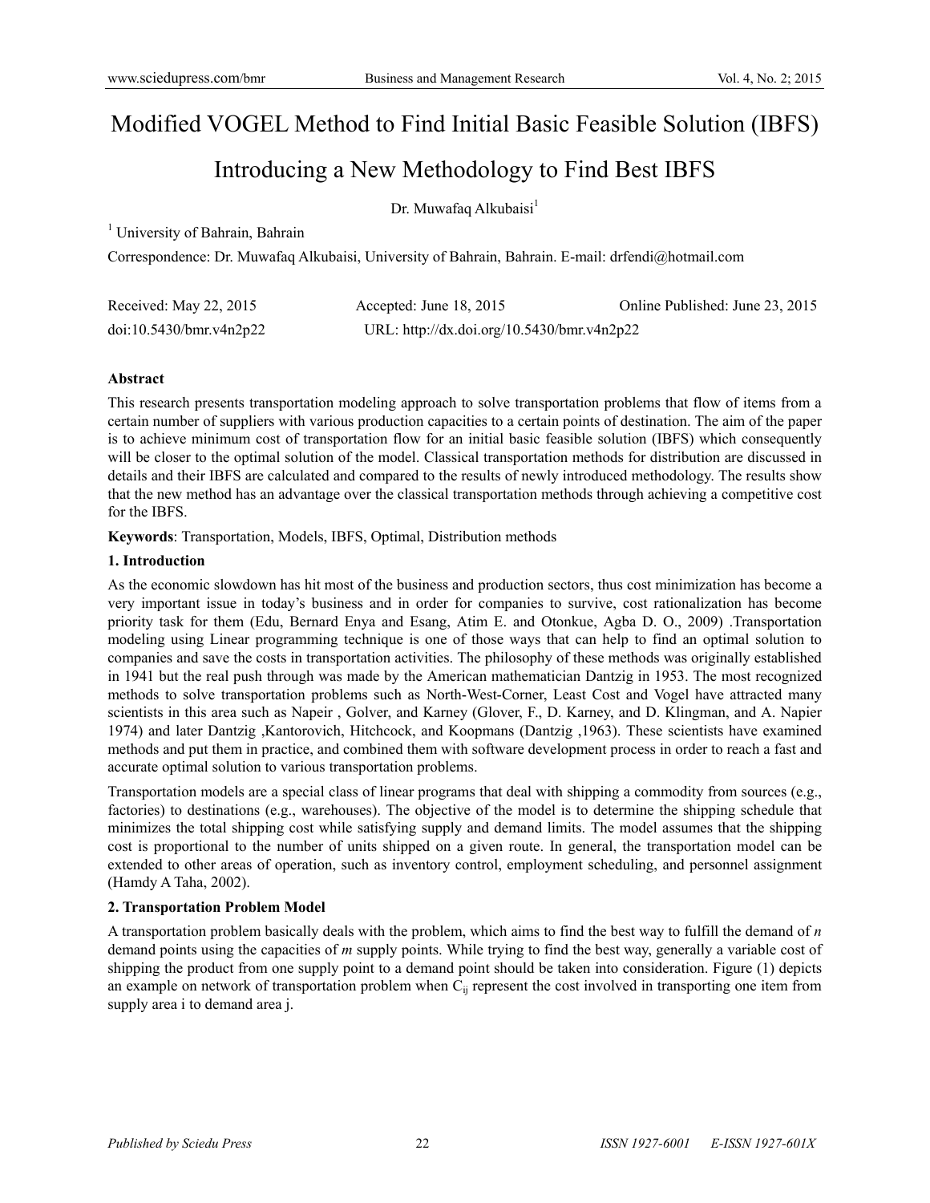# Modified VOGEL Method to Find Initial Basic Feasible Solution (IBFS)

# Introducing a New Methodology to Find Best IBFS

Dr. Muwafaq Alkubaisi[1]

[1] University of Bahrain, Bahrain

Correspondence: Dr. Muwafaq Alkubaisi, University of Bahrain, Bahrain. E-mail: drfendi@hotmail.com

Received: May 22, 2015 Accepted: June 18, 2015 Online Published: June 23, 2015

doi:10.5430/bmr.v4n2p22 URL: http://dx.doi.org/10.5430/bmr.v4n2p22

**Abstract**

This research presents transportation modeling approach to solve transportation problems that flow of items from a certain number of suppliers with various production capacities to a certain points of destination. The aim of the paper is to achieve minimum cost of transportation flow for an initial basic feasible solution (IBFS) which consequently will be closer to the optimal solution of the model. Classical transportation methods for distribution are discussed in details and their IBFS are calculated and compared to the results of newly introduced methodology. The results show that the new method has an advantage over the classical transportation methods through achieving a competitive cost for the IBFS.

**Keywords**: Transportation, Models, IBFS, Optimal, Distribution methods

## 1. Introduction

As the economic slowdown has hit most of the business and production sectors, thus cost minimization has become a very important issue in today's business and in order for companies to survive, cost rationalization has become priority task for them (Edu, Bernard Enya and Esang, Atim E. and Otonkue, Agba D. O., 2009) .Transportation modeling using Linear programming technique is one of those ways that can help to find an optimal solution to companies and save the costs in transportation activities. The philosophy of these methods was originally established in 1941 but the real push through was made by the American mathematician Dantzig in 1953. The most recognized methods to solve transportation problems such as North-West-Corner, Least Cost and Vogel have attracted many scientists in this area such as Napeir , Golver, and Karney (Glover, F., D. Karney, and D. Klingman, and A. Napier 1974) and later Dantzig ,Kantorovich, Hitchcock, and Koopmans (Dantzig ,1963). These scientists have examined methods and put them in practice, and combined them with software development process in order to reach a fast and accurate optimal solution to various transportation problems.

Transportation models are a special class of linear programs that deal with shipping a commodity from sources (e.g., factories) to destinations (e.g., warehouses). The objective of the model is to determine the shipping schedule that minimizes the total shipping cost while satisfying supply and demand limits. The model assumes that the shipping cost is proportional to the number of units shipped on a given route. In general, the transportation model can be extended to other areas of operation, such as inventory control, employment scheduling, and personnel assignment (Hamdy A Taha, 2002).

## 2. Transportation Problem Model

A transportation problem basically deals with the problem, which aims to find the best way to fulfill the demand of *n* demand points using the capacities of *m* supply points. While trying to find the best way, generally a variable cost of shipping the product from one supply point to a demand point should be taken into consideration. Figure (1) depicts an example on network of transportation problem when $C_{ij}$ represent the cost involved in transporting one item from supply area i to demand area j.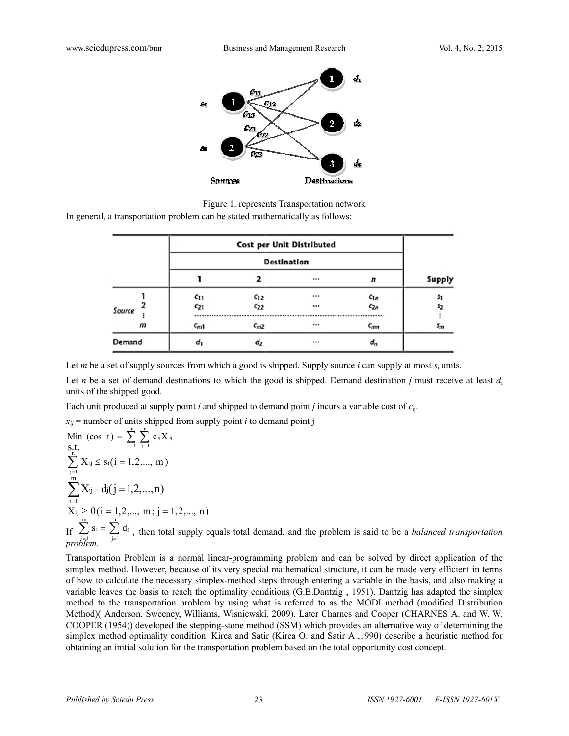Figure 1. represents Transportation network

In general, a transportation problem can be stated mathematically as follows:

| | | Cost per Unit Distributed | | | | |
|---|---|---|---|---|---|---|
| | | Destination | | | | |
| | | 1 | 2 | ... | $n$ | Supply |
| Source | 1 | $c_{11}$ | $c_{12}$ | ... | $c_{1n}$ | $s_1$ |
| | 2 | $c_{21}$ | $c_{22}$ | ... | $c_{2n}$ | $s_2$ |
| | ⋮ | | | | | ⋮ |
| | $m$ | $c_{m1}$ | $c_{m2}$ | ... | $c_{mn}$ | $s_m$ |
| Demand | | $d_1$ | $d_2$ | ... | $d_n$ | |

Let *m* be a set of supply sources from which a good is shipped. Supply source *i* can supply at most $s_i$ units.

Let *n* be a set of demand destinations to which the good is shipped. Demand destination *j* must receive at least $d_i$ units of the shipped good.

Each unit produced at supply point *i* and shipped to demand point *j* incurs a variable cost of $c_{ij}$.

$x_{ij}$ = number of units shipped from supply point *i* to demand point j

$$\text{Min } (\cos \ t) = \sum_{i=1}^{m} \sum_{j=1}^{n} c_{ij} X_{ij}$$

s.t.

$$\sum_{j=1}^{n} X_{ij} \leq s_i (i = 1,2,..., m)$$

$$\sum_{i=1}^{m} X_{ij} = d_j (j = 1,2,...,n)$$

$$X_{ij} \geq 0 (i = 1,2,..., m; j = 1,2,..., n)$$

If $\sum_{i=1}^{m} s_i = \sum_{j=1}^{n} d_j$, then total supply equals total demand, and the problem is said to be a *balanced transportation problem*.

Transportation Problem is a normal linear-programming problem and can be solved by direct application of the simplex method. However, because of its very special mathematical structure, it can be made very efficient in terms of how to calculate the necessary simplex-method steps through entering a variable in the basis, and also making a variable leaves the basis to reach the optimality conditions (G.B.Dantzig , 1951). Dantzig has adapted the simplex method to the transportation problem by using what is referred to as the MODI method (modified Distribution Method)( Anderson, Sweeney, Williams, Wisniewski. 2009). Later Charnes and Cooper (CHARNES A. and W. W. COOPER (1954)) developed the stepping-stone method (SSM) which provides an alternative way of determining the simplex method optimality condition. Kirca and Satir (Kirca O. and Satir A ,1990) describe a heuristic method for obtaining an initial solution for the transportation problem based on the total opportunity cost concept.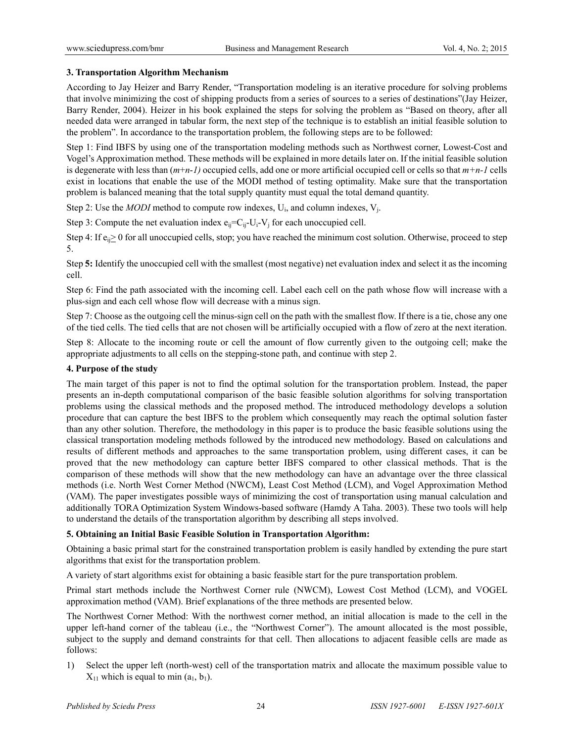### 3. Transportation Algorithm Mechanism

According to Jay Heizer and Barry Render, "Transportation modeling is an iterative procedure for solving problems that involve minimizing the cost of shipping products from a series of sources to a series of destinations"(Jay Heizer, Barry Render, 2004). Heizer in his book explained the steps for solving the problem as "Based on theory, after all needed data were arranged in tabular form, the next step of the technique is to establish an initial feasible solution to the problem". In accordance to the transportation problem, the following steps are to be followed:

Step 1: Find IBFS by using one of the transportation modeling methods such as Northwest corner, Lowest-Cost and Vogel's Approximation method. These methods will be explained in more details later on. If the initial feasible solution is degenerate with less than ($m+n-1$) occupied cells, add one or more artificial occupied cell or cells so that $m+n-1$ cells exist in locations that enable the use of the MODI method of testing optimality. Make sure that the transportation problem is balanced meaning that the total supply quantity must equal the total demand quantity.

Step 2: Use the *MODI* method to compute row indexes, $U_i$, and column indexes, $V_j$.

Step 3: Compute the net evaluation index $e_{ij}=C_{ij}-U_i-V_j$ for each unoccupied cell.

Step 4: If $e_{ij} \geq 0$ for all unoccupied cells, stop; you have reached the minimum cost solution. Otherwise, proceed to step 5.

Step **5:** Identify the unoccupied cell with the smallest (most negative) net evaluation index and select it as the incoming cell.

Step 6: Find the path associated with the incoming cell. Label each cell on the path whose flow will increase with a plus-sign and each cell whose flow will decrease with a minus sign.

Step 7: Choose as the outgoing cell the minus-sign cell on the path with the smallest flow. If there is a tie, chose any one of the tied cells. The tied cells that are not chosen will be artificially occupied with a flow of zero at the next iteration.

Step 8: Allocate to the incoming route or cell the amount of flow currently given to the outgoing cell; make the appropriate adjustments to all cells on the stepping-stone path, and continue with step 2.

### 4. Purpose of the study

The main target of this paper is not to find the optimal solution for the transportation problem. Instead, the paper presents an in-depth computational comparison of the basic feasible solution algorithms for solving transportation problems using the classical methods and the proposed method. The introduced methodology develops a solution procedure that can capture the best IBFS to the problem which consequently may reach the optimal solution faster than any other solution. Therefore, the methodology in this paper is to produce the basic feasible solutions using the classical transportation modeling methods followed by the introduced new methodology. Based on calculations and results of different methods and approaches to the same transportation problem, using different cases, it can be proved that the new methodology can capture better IBFS compared to other classical methods. That is the comparison of these methods will show that the new methodology can have an advantage over the three classical methods (i.e. North West Corner Method (NWCM), Least Cost Method (LCM), and Vogel Approximation Method (VAM). The paper investigates possible ways of minimizing the cost of transportation using manual calculation and additionally TORA Optimization System Windows-based software (Hamdy A Taha. 2003). These two tools will help to understand the details of the transportation algorithm by describing all steps involved.

### 5. Obtaining an Initial Basic Feasible Solution in Transportation Algorithm:

Obtaining a basic primal start for the constrained transportation problem is easily handled by extending the pure start algorithms that exist for the transportation problem.

A variety of start algorithms exist for obtaining a basic feasible start for the pure transportation problem.

Primal start methods include the Northwest Corner rule (NWCM), Lowest Cost Method (LCM), and VOGEL approximation method (VAM). Brief explanations of the three methods are presented below.

The Northwest Corner Method: With the northwest corner method, an initial allocation is made to the cell in the upper left-hand corner of the tableau (i.e., the "Northwest Corner"). The amount allocated is the most possible, subject to the supply and demand constraints for that cell. Then allocations to adjacent feasible cells are made as follows:

1) Select the upper left (north-west) cell of the transportation matrix and allocate the maximum possible value to $X_{11}$ which is equal to min ($a_1$, $b_1$).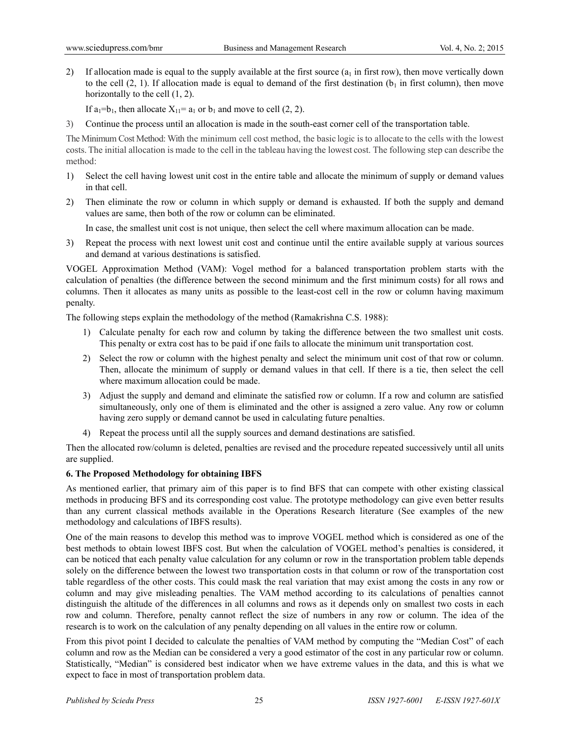2) If allocation made is equal to the supply available at the first source ($a_1$ in first row), then move vertically down to the cell (2, 1). If allocation made is equal to demand of the first destination ($b_1$ in first column), then move horizontally to the cell (1, 2).

   If $a_1$=$b_1$, then allocate $X_{11}$= $a_1$ or $b_1$ and move to cell (2, 2).

3) Continue the process until an allocation is made in the south-east corner cell of the transportation table.

The Minimum Cost Method: With the minimum cell cost method, the basic logic is to allocate to the cells with the lowest costs. The initial allocation is made to the cell in the tableau having the lowest cost. The following step can describe the method:

1) Select the cell having lowest unit cost in the entire table and allocate the minimum of supply or demand values in that cell.
2) Then eliminate the row or column in which supply or demand is exhausted. If both the supply and demand values are same, then both of the row or column can be eliminated.

   In case, the smallest unit cost is not unique, then select the cell where maximum allocation can be made.

3) Repeat the process with next lowest unit cost and continue until the entire available supply at various sources and demand at various destinations is satisfied.

VOGEL Approximation Method (VAM): Vogel method for a balanced transportation problem starts with the calculation of penalties (the difference between the second minimum and the first minimum costs) for all rows and columns. Then it allocates as many units as possible to the least-cost cell in the row or column having maximum penalty.

The following steps explain the methodology of the method (Ramakrishna C.S. 1988):

1) Calculate penalty for each row and column by taking the difference between the two smallest unit costs. This penalty or extra cost has to be paid if one fails to allocate the minimum unit transportation cost.
2) Select the row or column with the highest penalty and select the minimum unit cost of that row or column. Then, allocate the minimum of supply or demand values in that cell. If there is a tie, then select the cell where maximum allocation could be made.
3) Adjust the supply and demand and eliminate the satisfied row or column. If a row and column are satisfied simultaneously, only one of them is eliminated and the other is assigned a zero value. Any row or column having zero supply or demand cannot be used in calculating future penalties.
4) Repeat the process until all the supply sources and demand destinations are satisfied.

Then the allocated row/column is deleted, penalties are revised and the procedure repeated successively until all units are supplied.

### 6. The Proposed Methodology for obtaining IBFS

As mentioned earlier, that primary aim of this paper is to find BFS that can compete with other existing classical methods in producing BFS and its corresponding cost value. The prototype methodology can give even better results than any current classical methods available in the Operations Research literature (See examples of the new methodology and calculations of IBFS results).

One of the main reasons to develop this method was to improve VOGEL method which is considered as one of the best methods to obtain lowest IBFS cost. But when the calculation of VOGEL method's penalties is considered, it can be noticed that each penalty value calculation for any column or row in the transportation problem table depends solely on the difference between the lowest two transportation costs in that column or row of the transportation cost table regardless of the other costs. This could mask the real variation that may exist among the costs in any row or column and may give misleading penalties. The VAM method according to its calculations of penalties cannot distinguish the altitude of the differences in all columns and rows as it depends only on smallest two costs in each row and column. Therefore, penalty cannot reflect the size of numbers in any row or column. The idea of the research is to work on the calculation of any penalty depending on all values in the entire row or column.

From this pivot point I decided to calculate the penalties of VAM method by computing the "Median Cost" of each column and row as the Median can be considered a very a good estimator of the cost in any particular row or column. Statistically, "Median" is considered best indicator when we have extreme values in the data, and this is what we expect to face in most of transportation problem data.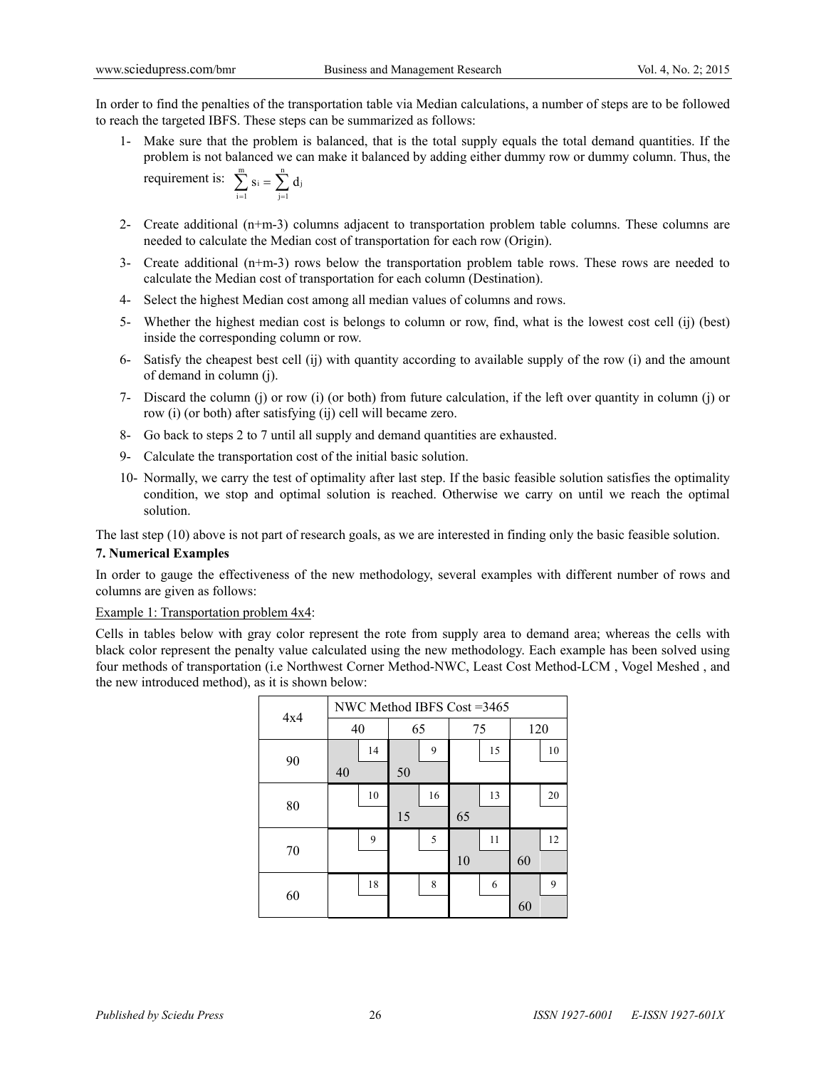In order to find the penalties of the transportation table via Median calculations, a number of steps are to be followed to reach the targeted IBFS. These steps can be summarized as follows:

1- Make sure that the problem is balanced, that is the total supply equals the total demand quantities. If the problem is not balanced we can make it balanced by adding either dummy row or dummy column. Thus, the requirement is: $\sum_{i=1}^{m} s_i = \sum_{j=1}^{n} d_j$

2- Create additional (n+m-3) columns adjacent to transportation problem table columns. These columns are needed to calculate the Median cost of transportation for each row (Origin).

3- Create additional (n+m-3) rows below the transportation problem table rows. These rows are needed to calculate the Median cost of transportation for each column (Destination).

4- Select the highest Median cost among all median values of columns and rows.

5- Whether the highest median cost is belongs to column or row, find, what is the lowest cost cell (ij) (best) inside the corresponding column or row.

6- Satisfy the cheapest best cell (ij) with quantity according to available supply of the row (i) and the amount of demand in column (j).

7- Discard the column (j) or row (i) (or both) from future calculation, if the left over quantity in column (j) or row (i) (or both) after satisfying (ij) cell will became zero.

8- Go back to steps 2 to 7 until all supply and demand quantities are exhausted.

9- Calculate the transportation cost of the initial basic solution.

10- Normally, we carry the test of optimality after last step. If the basic feasible solution satisfies the optimality condition, we stop and optimal solution is reached. Otherwise we carry on until we reach the optimal solution.

The last step (10) above is not part of research goals, as we are interested in finding only the basic feasible solution.

**7. Numerical Examples**

In order to gauge the effectiveness of the new methodology, several examples with different number of rows and columns are given as follows:

Example 1: Transportation problem 4x4:

Cells in tables below with gray color represent the rote from supply area to demand area; whereas the cells with black color represent the penalty value calculated using the new methodology. Each example has been solved using four methods of transportation (i.e Northwest Corner Method-NWC, Least Cost Method-LCM , Vogel Meshed , and the new introduced method), as it is shown below:

| 4x4 | NWC Method IBFS Cost =3465 | | | |
|---|---|---|---|---|
| | 40 | 65 | 75 | 120 |
| 90 | 14<br>40 | 9<br>50 | 15 | 10 |
| 80 | 10 | 16<br>15 | 13<br>65 | 20 |
| 70 | 9 | 5 | 11<br>10 | 12<br>60 |
| 60 | 18 | 8 | 6 | 9<br>60 |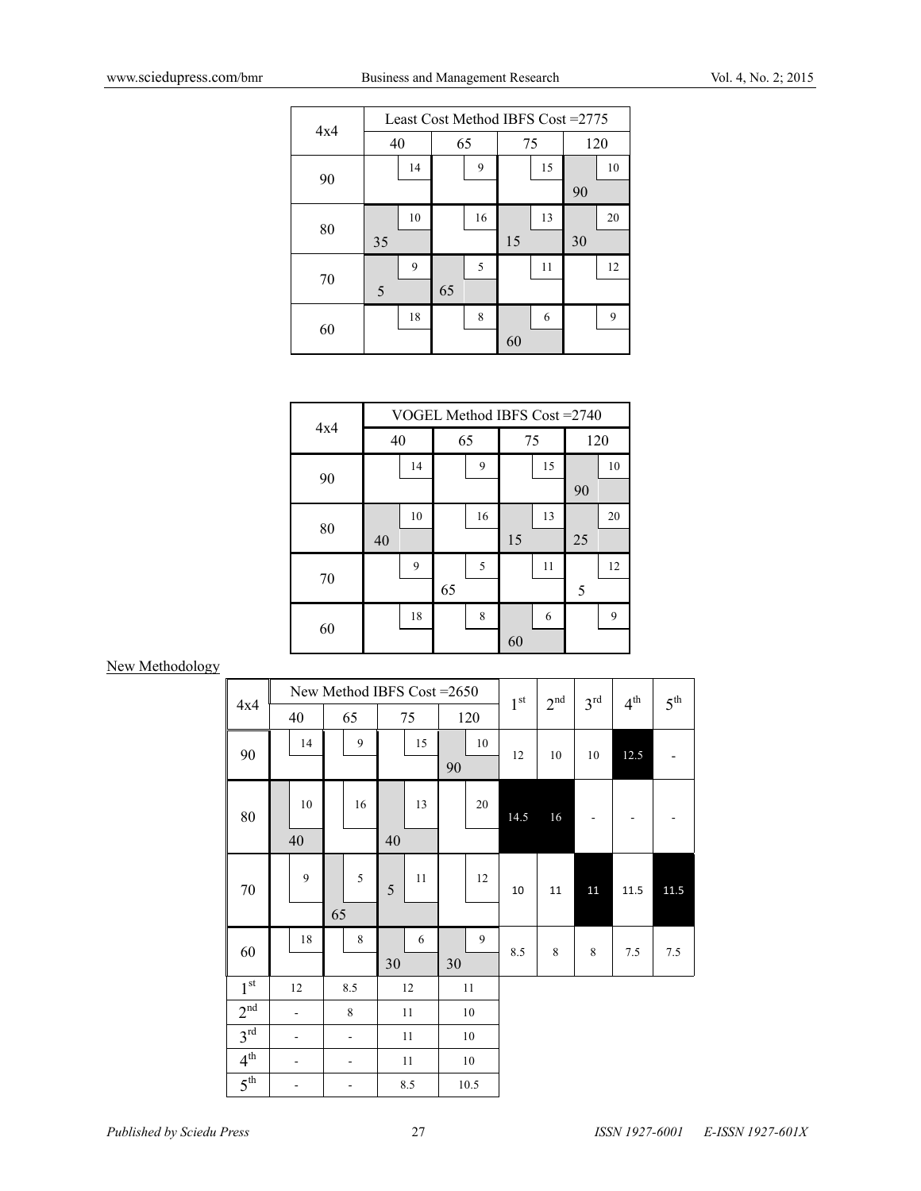| 4x4 | Least Cost Method IBFS Cost =2775 | | | |
|---|---|---|---|---|
| | 40 | 65 | 75 | 120 |
| 90 | 14 | 9 | 15 | 10<br>90 |
| 80 | 10<br>35 | 16 | 13<br>15 | 20<br>30 |
| 70 | 9<br>5 | 5<br>65 | 11 | 12 |
| 60 | 18 | 8 | 6<br>60 | 9 |

| 4x4 | VOGEL Method IBFS Cost =2740 | | | |
|---|---|---|---|---|
| | 40 | 65 | 75 | 120 |
| 90 | 14 | 9 | 15 | 10<br>90 |
| 80 | 10<br>40 | 16 | 13<br>15 | 20<br>25 |
| 70 | 9 | 5<br>65 | 11 | 12<br>5 |
| 60 | 18 | 8 | 6<br>60 | 9 |

New Methodology

| 4x4 | New Method IBFS Cost =2650 | | | | $1^{st}$ | $2^{nd}$ | $3^{rd}$ | $4^{th}$ | $5^{th}$ |
|---|---|---|---|---|---|---|---|---|---|
| | 40 | 65 | 75 | 120 | | | | | |
| 90 | 14 | 9 | 15 | 10<br>90 | 12 | 10 | 10 | 12.5 | - |
| 80 | 10<br>40 | 16 | 13<br>40 | 20 | 14.5 | 16 | - | - | - |
| 70 | 9 | 5<br>65 | 11<br>5 | 12 | 10 | 11 | 11 | 11.5 | 11.5 |
| 60 | 18 | 8 | 6<br>30 | 9<br>30 | 8.5 | 8 | 8 | 7.5 | 7.5 |
| $1^{st}$ | 12 | 8.5 | 12 | 11 | | | | | |
| $2^{nd}$ | - | 8 | 11 | 10 | | | | | |
| $3^{rd}$ | - | - | 11 | 10 | | | | | |
| $4^{th}$ | - | - | 11 | 10 | | | | | |
| $5^{th}$ | - | - | 8.5 | 10.5 | | | | | |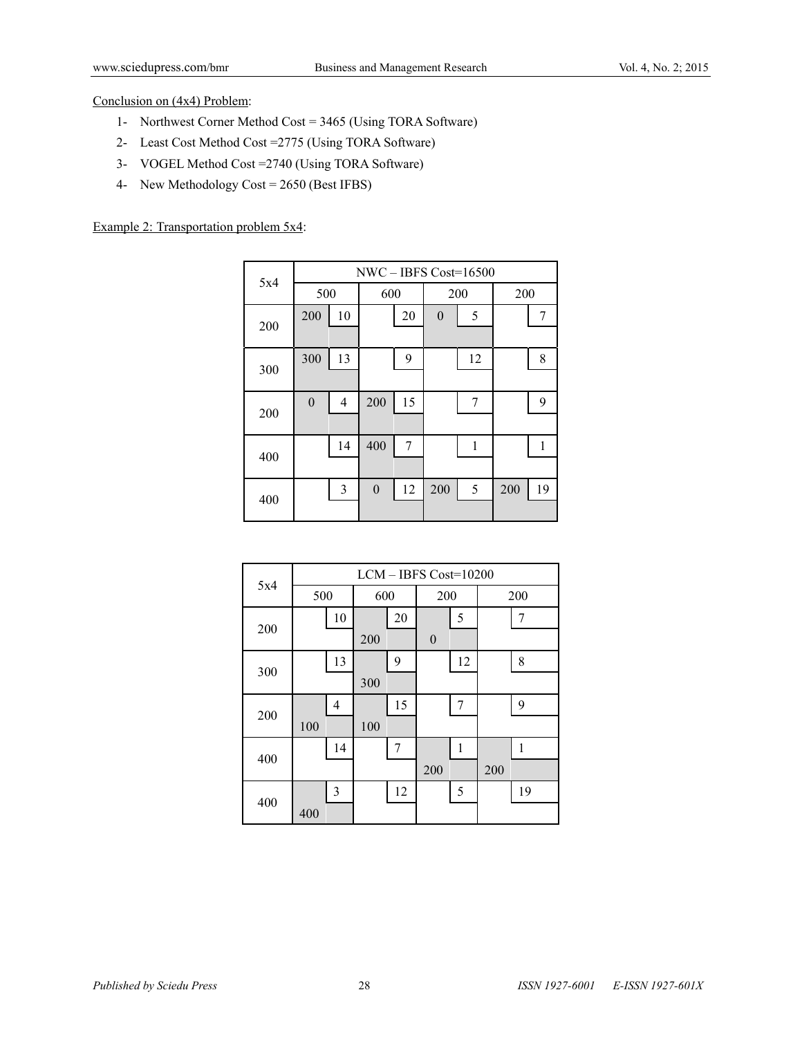Conclusion on (4x4) Problem:

1- Northwest Corner Method Cost = 3465 (Using TORA Software)
2- Least Cost Method Cost =2775 (Using TORA Software)
3- VOGEL Method Cost =2740 (Using TORA Software)
4- New Methodology Cost = 2650 (Best IFBS)

Example 2: Transportation problem 5x4:

| 5x4 | NWC – IBFS Cost=16500 | | | | | | | |
|---|---|---|---|---|---|---|---|---|
| | 500 | | 600 | | 200 | | 200 | |
| 200 | 200 | 10 | | 20 | 0 | 5 | | 7 |
| 300 | 300 | 13 | | 9 | | 12 | | 8 |
| 200 | 0 | 4 | 200 | 15 | | 7 | | 9 |
| 400 | | 14 | 400 | 7 | | 1 | | 1 |
| 400 | | 3 | 0 | 12 | 200 | 5 | 200 | 19 |

| 5x4 | LCM – IBFS Cost=10200 | | | | | | | |
|---|---|---|---|---|---|---|---|---|
| | 500 | | 600 | | 200 | | 200 | |
| 200 | | 10 | 200 | 20 | 0 | 5 | | 7 |
| 300 | | 13 | 300 | 9 | | 12 | | 8 |
| 200 | 100 | 4 | 100 | 15 | | 7 | | 9 |
| 400 | | 14 | | 7 | 200 | 1 | 200 | 1 |
| 400 | 400 | 3 | | 12 | | 5 | | 19 |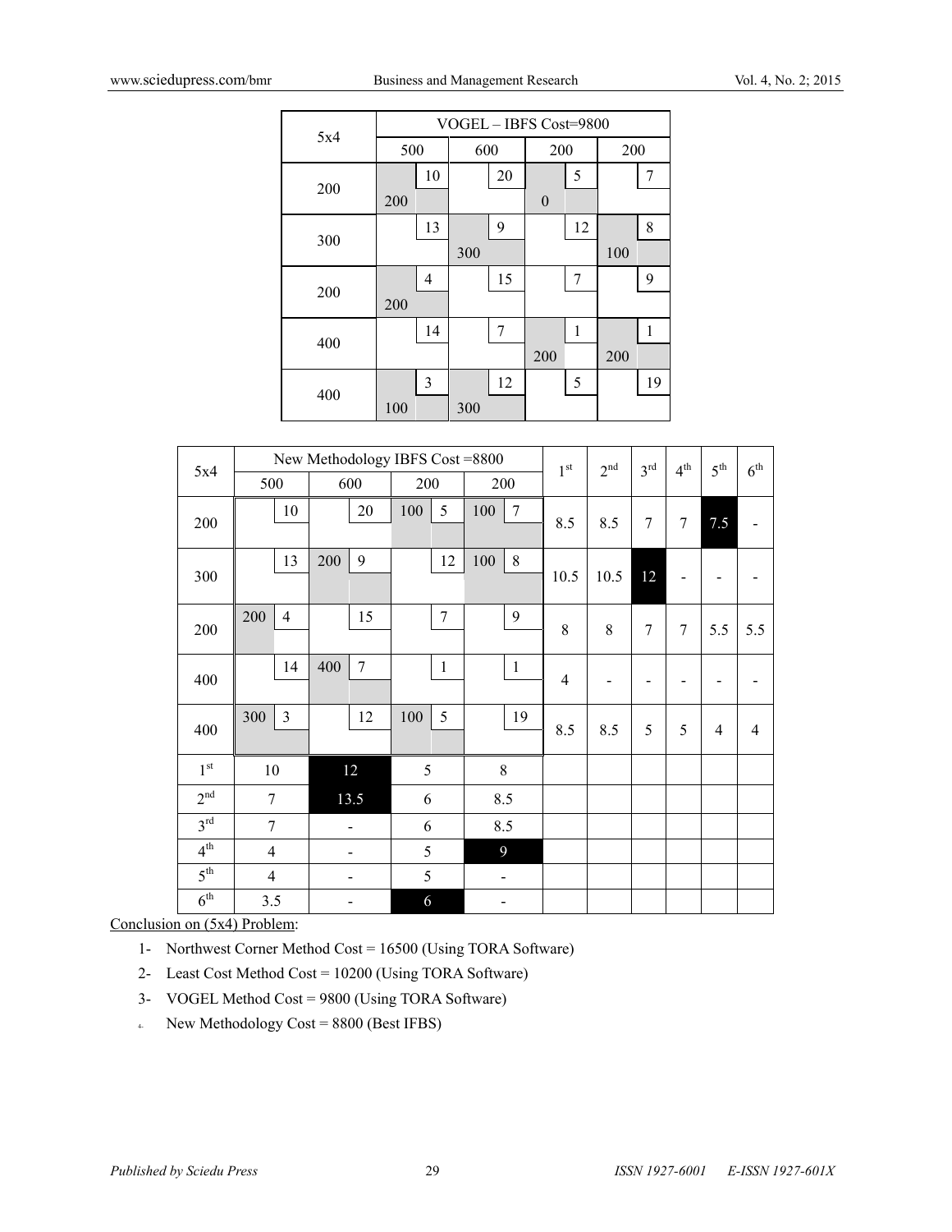| 5x4 | VOGEL – IBFS Cost=9800 | | | |
|---|---|---|---|---|
| | 500 | 600 | 200 | 200 |
| 200 | 10 / 200 | 20 | 5 / 0 | 7 |
| 300 | 13 | 9 / 300 | 12 | 8 / 100 |
| 200 | 4 / 200 | 15 | 7 | 9 |
| 400 | 14 | 7 | 1 / 200 | 1 / 200 |
| 400 | 3 / 100 | 12 / 300 | 5 | 19 |

| 5x4 | New Methodology IBFS Cost =8800 | | | | 1st | 2nd | 3rd | 4th | 5th | 6th |
|---|---|---|---|---|---|---|---|---|---|---|
| | 500 | 600 | 200 | 200 | | | | | | |
| 200 | 10 | 20 | 100 / 5 | 100 / 7 | 8.5 | 8.5 | 7 | 7 | 7.5 | - |
| 300 | 13 | 200 / 9 | 12 | 100 / 8 | 10.5 | 10.5 | 12 | - | - | - |
| 200 | 200 / 4 | 15 | 7 | 9 | 8 | 8 | 7 | 7 | 5.5 | 5.5 |
| 400 | 14 | 400 / 7 | 1 | 1 | 4 | - | - | - | - | - |
| 400 | 300 / 3 | 12 | 100 / 5 | 19 | 8.5 | 8.5 | 5 | 5 | 4 | 4 |
| 1st | 10 | 12 | 5 | 8 | | | | | | |
| 2nd | 7 | 13.5 | 6 | 8.5 | | | | | | |
| 3rd | 7 | - | 6 | 8.5 | | | | | | |
| 4th | 4 | - | 5 | 9 | | | | | | |
| 5th | 4 | - | 5 | - | | | | | | |
| 6th | 3.5 | - | 6 | - | | | | | | |

Conclusion on (5x4) Problem:

1- Northwest Corner Method Cost = 16500 (Using TORA Software)

2- Least Cost Method Cost = 10200 (Using TORA Software)

3- VOGEL Method Cost = 9800 (Using TORA Software)

4- New Methodology Cost = 8800 (Best IFBS)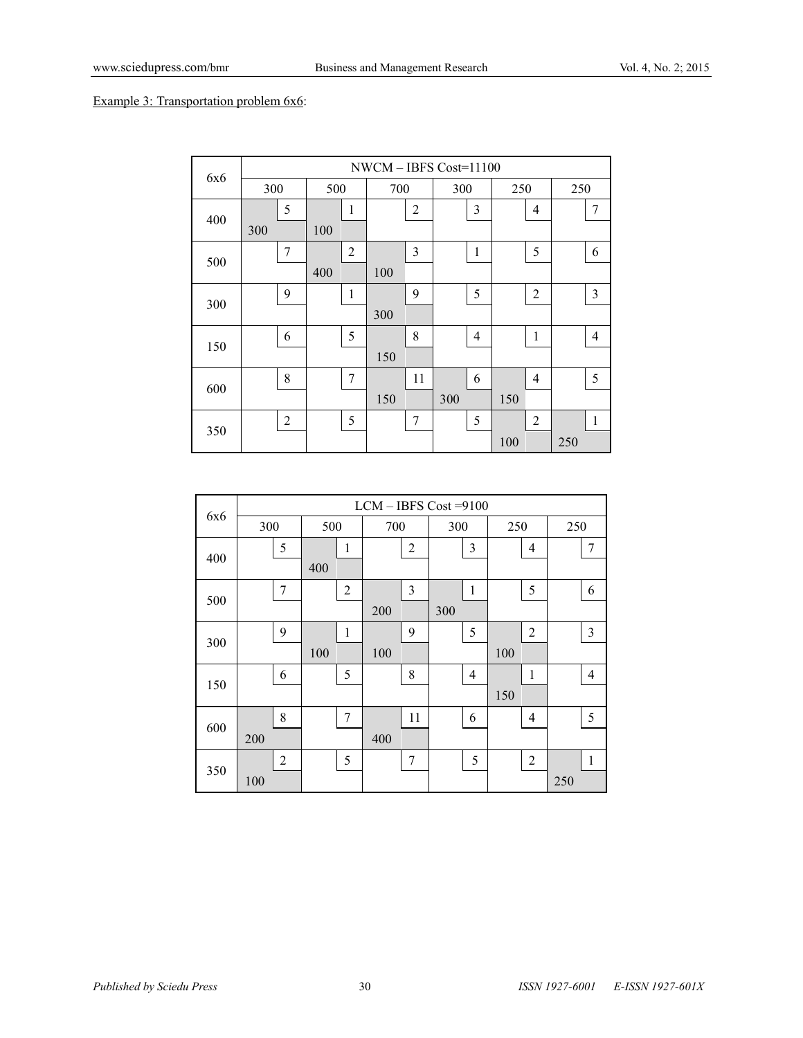Example 3: Transportation problem 6x6:

Each cell shows the unit cost, with the allocated quantity in parentheses where an allocation is made.

| 6x6 | NWCM – IBFS Cost=11100 | | | | | |
|---|---|---|---|---|---|---|
| | 300 | 500 | 700 | 300 | 250 | 250 |
| 400 | 5 (300) | 1 (100) | 2 | 3 | 4 | 7 |
| 500 | 7 | 2 (400) | 3 (100) | 1 | 5 | 6 |
| 300 | 9 | 1 | 9 (300) | 5 | 2 | 3 |
| 150 | 6 | 5 | 8 (150) | 4 | 1 | 4 |
| 600 | 8 | 7 | 11 (150) | 6 (300) | 4 (150) | 5 |
| 350 | 2 | 5 | 7 | 5 | 2 (100) | 1 (250) |

| 6x6 | LCM – IBFS Cost =9100 | | | | | |
|---|---|---|---|---|---|---|
| | 300 | 500 | 700 | 300 | 250 | 250 |
| 400 | 5 | 1 (400) | 2 | 3 | 4 | 7 |
| 500 | 7 | 2 | 3 (200) | 1 (300) | 5 | 6 |
| 300 | 9 | 1 (100) | 9 (100) | 5 | 2 (100) | 3 |
| 150 | 6 | 5 | 8 | 4 | 1 (150) | 4 |
| 600 | 8 (200) | 7 | 11 (400) | 6 | 4 | 5 |
| 350 | 2 (100) | 5 | 7 | 5 | 2 | 1 (250) |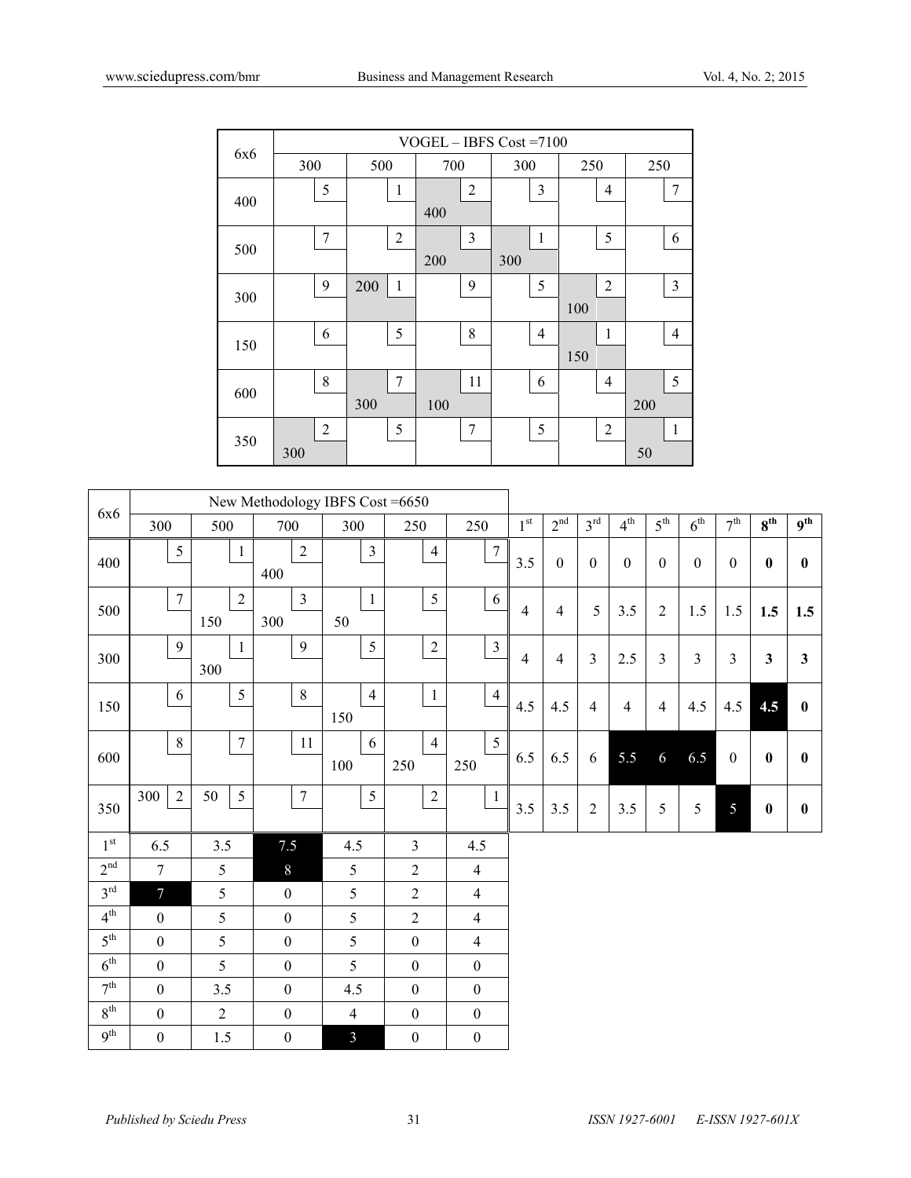| 6x6 | VOGEL – IBFS Cost =7100 | | | | | |
|---|---|---|---|---|---|---|
| | 300 | 500 | 700 | 300 | 250 | 250 |
| 400 | 5 | 1 | 2 / 400 | 3 | 4 | 7 |
| 500 | 7 | 2 | 3 / 200 | 1 / 300 | 5 | 6 |
| 300 | 9 | 200 / 1 | 9 | 5 | 2 / 100 | 3 |
| 150 | 6 | 5 | 8 | 4 | 1 / 150 | 4 |
| 600 | 8 | 7 / 300 | 11 / 100 | 6 | 4 | 5 / 200 |
| 350 | 2 / 300 | 5 | 7 | 5 | 2 | 1 / 50 |

| 6x6 | New Methodology IBFS Cost =6650 | | | | | | | | | | | | | | | |
|---|---|---|---|---|---|---|---|---|---|---|---|---|---|---|---|---|
| | 300 | 500 | 700 | 300 | 250 | 250 | 1st | 2nd | 3rd | 4th | 5th | 6th | 7th | **8th** | **9th** |
| 400 | 5 | 1 | 2 / 400 | 3 | 4 | 7 | 3.5 | 0 | 0 | 0 | 0 | 0 | 0 | **0** | **0** |
| 500 | 7 | 2 / 150 | 3 / 300 | 1 / 50 | 5 | 6 | 4 | 4 | 5 | 3.5 | 2 | 1.5 | 1.5 | **1.5** | **1.5** |
| 300 | 9 | 1 / 300 | 9 | 5 | 2 | 3 | 4 | 4 | 3 | 2.5 | 3 | 3 | 3 | **3** | **3** |
| 150 | 6 | 5 | 8 | 4 / 150 | 1 | 4 | 4.5 | 4.5 | 4 | 4 | 4 | 4.5 | 4.5 | **4.5** | **0** |
| 600 | 8 | 7 | 11 | 6 / 100 | 4 / 250 | 5 / 250 | 6.5 | 6.5 | 6 | 5.5 | 6 | 6.5 | 0 | **0** | **0** |
| 350 | 300 / 2 | 50 / 5 | 7 | 5 | 2 | 1 | 3.5 | 3.5 | 2 | 3.5 | 5 | 5 | 5 | **0** | **0** |
| 1st | 6.5 | 3.5 | 7.5 | 4.5 | 3 | 4.5 | | | | | | | | | |
| 2nd | 7 | 5 | 8 | 5 | 2 | 4 | | | | | | | | | |
| 3rd | 7 | 5 | 0 | 5 | 2 | 4 | | | | | | | | | |
| 4th | 0 | 5 | 0 | 5 | 2 | 4 | | | | | | | | | |
| 5th | 0 | 5 | 0 | 5 | 0 | 4 | | | | | | | | | |
| 6th | 0 | 5 | 0 | 5 | 0 | 0 | | | | | | | | | |
| 7th | 0 | 3.5 | 0 | 4.5 | 0 | 0 | | | | | | | | | |
| 8th | 0 | 2 | 0 | 4 | 0 | 0 | | | | | | | | | |
| 9th | 0 | 1.5 | 0 | 3 | 0 | 0 | | | | | | | | | |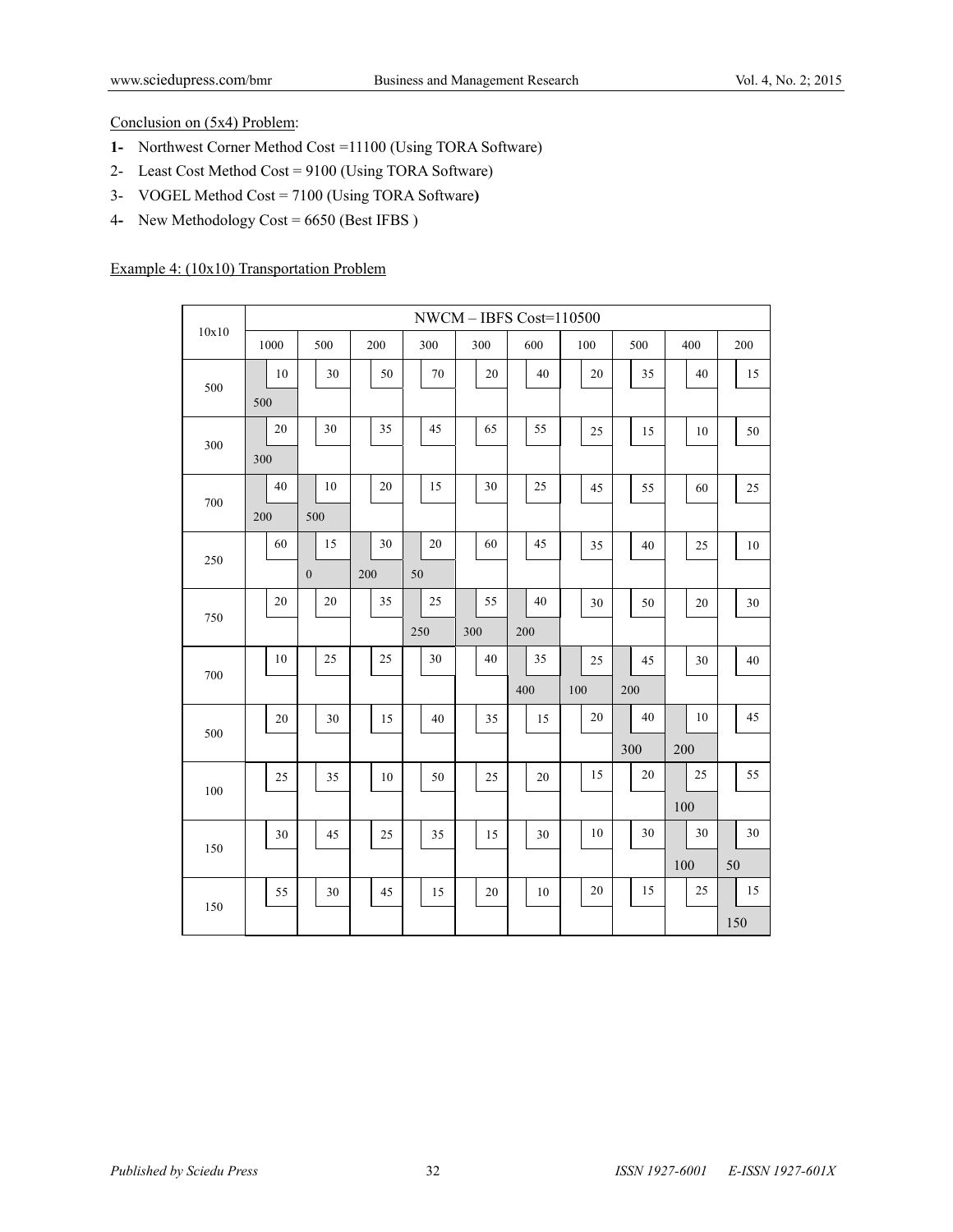Conclusion on (5x4) Problem:

1- Northwest Corner Method Cost =11100 (Using TORA Software)
2- Least Cost Method Cost = 9100 (Using TORA Software)
3- VOGEL Method Cost = 7100 (Using TORA Software)
4- New Methodology Cost = 6650 (Best IFBS )

Example 4: (10x10) Transportation Problem

Each cell shows the unit cost; the NWCM allocation, where present, is given in parentheses.

| 10x10 | NWCM – IBFS Cost=110500 | | | | | | | | | |
|---|---|---|---|---|---|---|---|---|---|---|
| | 1000 | 500 | 200 | 300 | 300 | 600 | 100 | 500 | 400 | 200 |
| 500 | 10 (500) | 30 | 50 | 70 | 20 | 40 | 20 | 35 | 40 | 15 |
| 300 | 20 (300) | 30 | 35 | 45 | 65 | 55 | 25 | 15 | 10 | 50 |
| 700 | 40 (200) | 10 (500) | 20 | 15 | 30 | 25 | 45 | 55 | 60 | 25 |
| 250 | 60 | 15 (0) | 30 (200) | 20 (50) | 60 | 45 | 35 | 40 | 25 | 10 |
| 750 | 20 | 20 | 35 | 25 (250) | 55 (300) | 40 (200) | 30 | 50 | 20 | 30 |
| 700 | 10 | 25 | 25 | 30 | 40 | 35 (400) | 25 (100) | 45 (200) | 30 | 40 |
| 500 | 20 | 30 | 15 | 40 | 35 | 15 | 20 | 40 (300) | 10 (200) | 45 |
| 100 | 25 | 35 | 10 | 50 | 25 | 20 | 15 | 20 | 25 (100) | 55 |
| 150 | 30 | 45 | 25 | 35 | 15 | 30 | 10 | 30 | 30 (100) | 30 (50) |
| 150 | 55 | 30 | 45 | 15 | 20 | 10 | 20 | 15 | 25 | 15 (150) |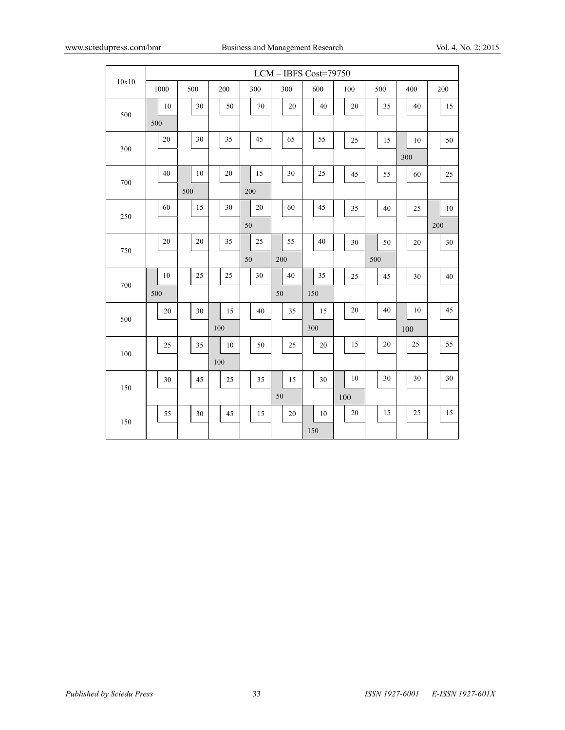| 10x10 | LCM – IBFS Cost=79750 | | | | | | | | | |
|---|---|---|---|---|---|---|---|---|---|---|
| | 1000 | 500 | 200 | 300 | 300 | 600 | 100 | 500 | 400 | 200 |
| 500 | 10 (500) | 30 | 50 | 70 | 20 | 40 | 20 | 35 | 40 | 15 |
| 300 | 20 | 30 | 35 | 45 | 65 | 55 | 25 | 15 | 10 (300) | 50 |
| 700 | 40 | 10 (500) | 20 | 15 (200) | 30 | 25 | 45 | 55 | 60 | 25 |
| 250 | 60 | 15 | 30 | 20 (50) | 60 | 45 | 35 | 40 | 25 | 10 (200) |
| 750 | 20 | 20 | 35 | 25 (50) | 55 (200) | 40 | 30 | 50 (500) | 20 | 30 |
| 700 | 10 (500) | 25 | 25 | 30 | 40 (50) | 35 (150) | 25 | 45 | 30 | 40 |
| 500 | 20 | 30 | 15 (100) | 40 | 35 | 15 (300) | 20 | 40 | 10 (100) | 45 |
| 100 | 25 | 35 | 10 (100) | 50 | 25 | 20 | 15 | 20 | 25 | 55 |
| 150 | 30 | 45 | 25 | 35 | 15 (50) | 30 | 10 (100) | 30 | 30 | 30 |
| 150 | 55 | 30 | 45 | 15 | 20 | 10 (150) | 20 | 15 | 25 | 15 |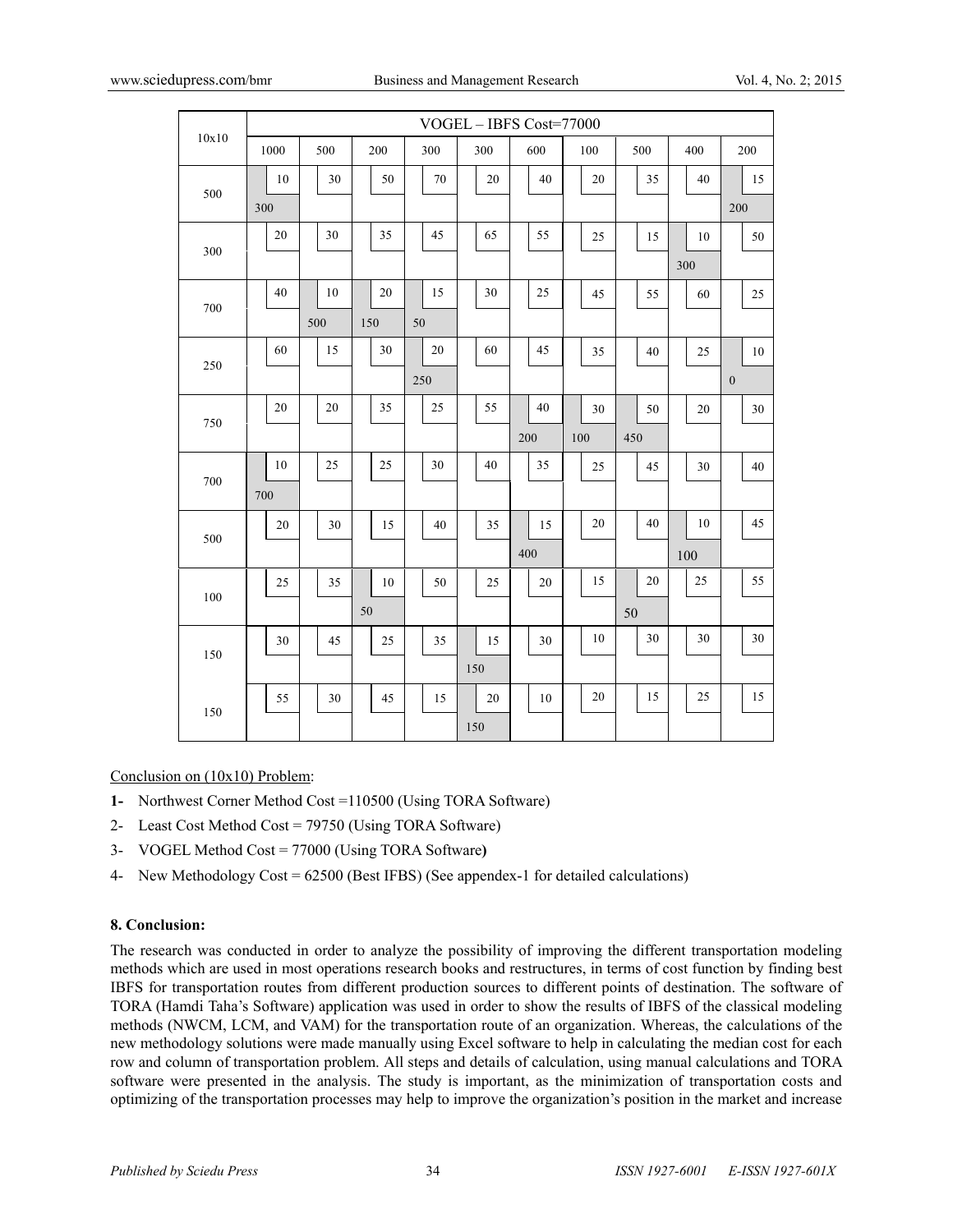| 10x10 | VOGEL – IBFS Cost=77000 | | | | | | | | | |
|---|---|---|---|---|---|---|---|---|---|---|
| | 1000 | 500 | 200 | 300 | 300 | 600 | 100 | 500 | 400 | 200 |
| 500 | 10 (300) | 30 | 50 | 70 | 20 | 40 | 20 | 35 | 40 | 15 (200) |
| 300 | 20 | 30 | 35 | 45 | 65 | 55 | 25 | 15 | 10 (300) | 50 |
| 700 | 40 | 10 (500) | 20 (150) | 15 (50) | 30 | 25 | 45 | 55 | 60 | 25 |
| 250 | 60 | 15 | 30 | 20 (250) | 60 | 45 | 35 | 40 | 25 | 10 (0) |
| 750 | 20 | 20 | 35 | 25 | 55 | 40 (200) | 30 (100) | 50 (450) | 20 | 30 |
| 700 | 10 (700) | 25 | 25 | 30 | 40 | 35 | 25 | 45 | 30 | 40 |
| 500 | 20 | 30 | 15 | 40 | 35 | 15 (400) | 20 | 40 | 10 (100) | 45 |
| 100 | 25 | 35 | 10 (50) | 50 | 25 | 20 | 15 | 20 (50) | 25 | 55 |
| 150 | 30 | 45 | 25 | 35 | 15 (150) | 30 | 10 | 30 | 30 | 30 |
| 150 | 55 | 30 | 45 | 15 | 20 (150) | 10 | 20 | 15 | 25 | 15 |

Conclusion on (10x10) Problem:

**1-** Northwest Corner Method Cost =110500 (Using TORA Software)

2- Least Cost Method Cost = 79750 (Using TORA Software)

3- VOGEL Method Cost = 77000 (Using TORA Software**)**

4- New Methodology Cost = 62500 (Best IFBS) (See appendex-1 for detailed calculations)

### 8. Conclusion:

The research was conducted in order to analyze the possibility of improving the different transportation modeling methods which are used in most operations research books and restructures, in terms of cost function by finding best IBFS for transportation routes from different production sources to different points of destination. The software of TORA (Hamdi Taha's Software) application was used in order to show the results of IBFS of the classical modeling methods (NWCM, LCM, and VAM) for the transportation route of an organization. Whereas, the calculations of the new methodology solutions were made manually using Excel software to help in calculating the median cost for each row and column of transportation problem. All steps and details of calculation, using manual calculations and TORA software were presented in the analysis. The study is important, as the minimization of transportation costs and optimizing of the transportation processes may help to improve the organization's position in the market and increase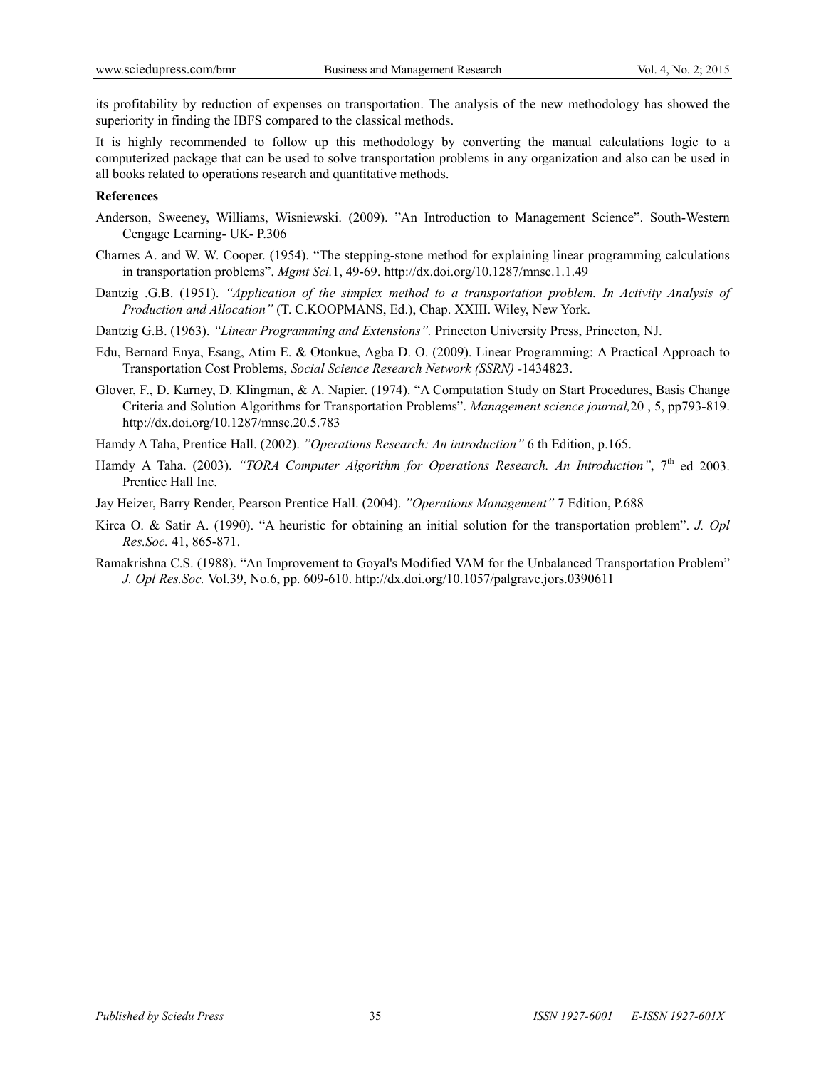its profitability by reduction of expenses on transportation. The analysis of the new methodology has showed the superiority in finding the IBFS compared to the classical methods.

It is highly recommended to follow up this methodology by converting the manual calculations logic to a computerized package that can be used to solve transportation problems in any organization and also can be used in all books related to operations research and quantitative methods.

**References**

Anderson, Sweeney, Williams, Wisniewski. (2009). "An Introduction to Management Science". South-Western Cengage Learning- UK- P.306

Charnes A. and W. W. Cooper. (1954). "The stepping-stone method for explaining linear programming calculations in transportation problems". *Mgmt Sci.*1, 49-69. http://dx.doi.org/10.1287/mnsc.1.1.49

Dantzig .G.B. (1951). *"Application of the simplex method to a transportation problem. In Activity Analysis of Production and Allocation"* (T. C.KOOPMANS, Ed.), Chap. XXIII. Wiley, New York.

Dantzig G.B. (1963). *"Linear Programming and Extensions".* Princeton University Press, Princeton, NJ.

Edu, Bernard Enya, Esang, Atim E. & Otonkue, Agba D. O. (2009). Linear Programming: A Practical Approach to Transportation Cost Problems, *Social Science Research Network (SSRN)* -1434823.

Glover, F., D. Karney, D. Klingman, & A. Napier. (1974). "A Computation Study on Start Procedures, Basis Change Criteria and Solution Algorithms for Transportation Problems". *Management science journal,*20 , 5, pp793-819. http://dx.doi.org/10.1287/mnsc.20.5.783

Hamdy A Taha, Prentice Hall. (2002). *"Operations Research: An introduction"* 6 th Edition, p.165.

Hamdy A Taha. (2003). *"TORA Computer Algorithm for Operations Research. An Introduction"*, 7th ed 2003. Prentice Hall Inc.

Jay Heizer, Barry Render, Pearson Prentice Hall. (2004). *"Operations Management"* 7 Edition, P.688

Kirca O. & Satir A. (1990). "A heuristic for obtaining an initial solution for the transportation problem". *J. Opl Res.Soc.* 41, 865-871.

Ramakrishna C.S. (1988). "An Improvement to Goyal's Modified VAM for the Unbalanced Transportation Problem" *J. Opl Res.Soc.* Vol.39, No.6, pp. 609-610. http://dx.doi.org/10.1057/palgrave.jors.0390611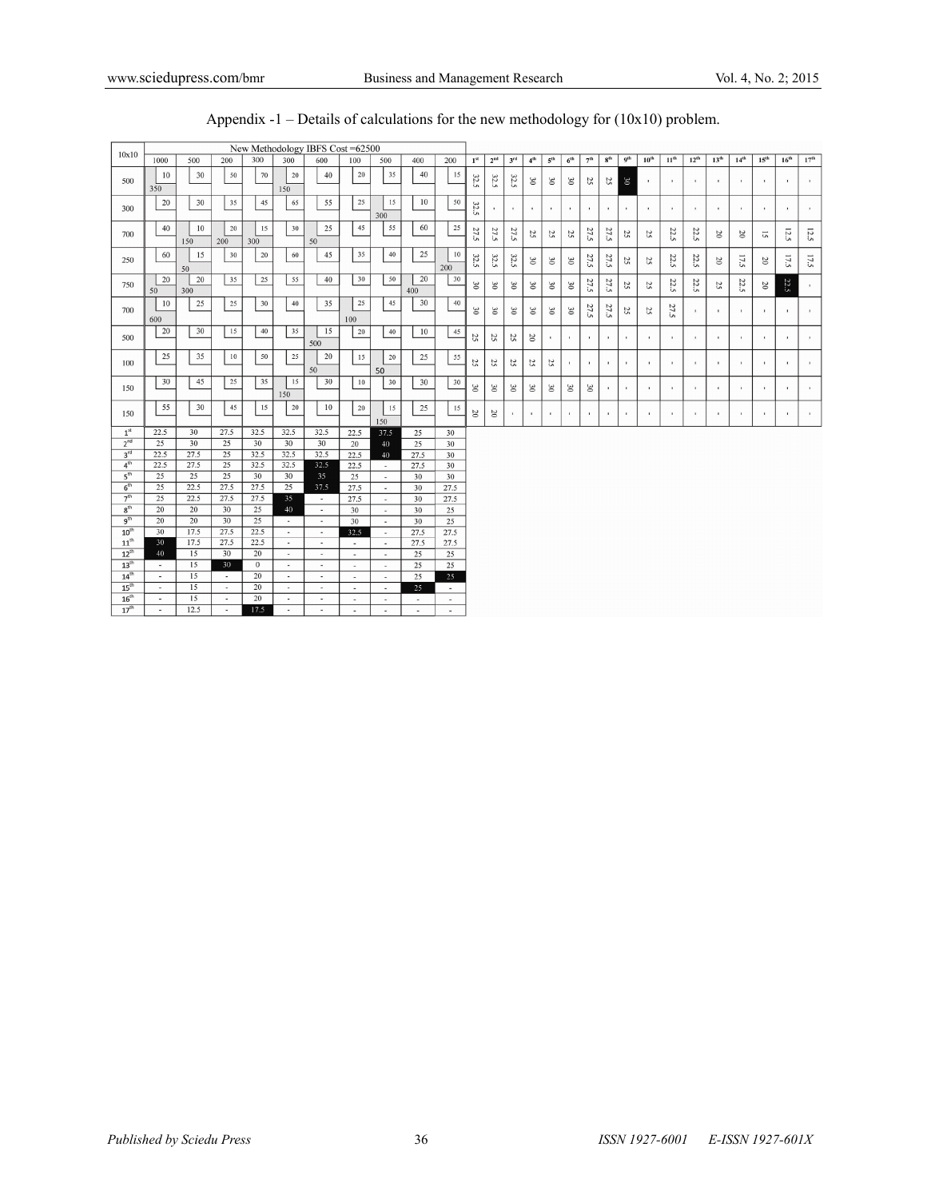Appendix -1 – Details of calculations for the new methodology for (10x10) problem.

New Methodology IBFS Cost =62500

| 10x10 | 1000 | 500 | 200 | 300 | 300 | 600 | 100 | 500 | 400 | 200 | 1st | 2nd | 3rd | 4th | 5th | 6th | 7th | 8th | 9th | 10th | 11th | 12th | 13th | 14th | 15th | 16th | 17th |
|---|---|---|---|---|---|---|---|---|---|---|---|---|---|---|---|---|---|---|---|---|---|---|---|---|---|---|---|
| 500 | 10 (350) | 30 | 50 | 70 | 20 (150) | 40 | 20 | 35 | 40 | 15 | 32.5 | 32.5 | 32.5 | 30 | 30 | 30 | 25 | 25 | 30 | - | - | - | - | - | - | - | - |
| 300 | 20 | 30 | 35 | 45 | 65 | 55 | 25 | 15 (300) | 10 | 50 | 32.5 | - | - | - | - | - | - | - | - | - | - | - | - | - | - | - | - |
| 700 | 40 | 10 (150) | 20 (200) | 15 (300) | 30 | 25 (50) | 45 | 55 | 60 | 25 | 27.5 | 27.5 | 27.5 | 25 | 25 | 25 | 27.5 | 27.5 | 25 | 25 | 22.5 | 22.5 | 20 | 20 | 15 | 12.5 | 12.5 |
| 250 | 60 | 15 (50) | 30 | 20 | 60 | 45 | 35 | 40 | 25 | 10 (200) | 32.5 | 32.5 | 32.5 | 30 | 30 | 30 | 27.5 | 27.5 | 25 | 25 | 22.5 | 22.5 | 20 | 17.5 | 20 | 17.5 | 17.5 |
| 750 | 20 (50) | 20 (300) | 35 | 25 | 55 | 40 | 30 | 50 | 20 (400) | 30 | 30 | 30 | 30 | 30 | 30 | 30 | 27.5 | 27.5 | 25 | 25 | 22.5 | 22.5 | 25 | 22.5 | 20 | 22.5 | - |
| 700 | 10 (600) | 25 | 25 | 30 | 40 | 35 | 25 (100) | 45 | 30 | 40 | 30 | 30 | 30 | 30 | 30 | 30 | 27.5 | 27.5 | 25 | 25 | 27.5 | - | - | - | - | - | - |
| 500 | 20 | 30 | 15 | 40 | 35 | 15 (500) | 20 | 40 | 10 | 45 | 25 | 25 | 25 | 20 | - | - | - | - | - | - | - | - | - | - | - | - | - |
| 100 | 25 | 35 | 10 | 50 | 25 | 20 (50) | 15 | 20 (50) | 25 | 55 | 25 | 25 | 25 | 25 | 25 | - | - | - | - | - | - | - | - | - | - | - | - |
| 150 | 30 | 45 | 25 | 35 | 15 (150) | 30 | 10 | 30 | 30 | 30 | 30 | 30 | 30 | 30 | 30 | 30 | 30 | - | - | - | - | - | - | - | - | - | - |
| 150 | 55 | 30 | 45 | 15 | 20 | 10 | 20 | 15 (150) | 25 | 15 | 20 | 20 | - | - | - | - | - | - | - | - | - | - | - | - | - | - | - |
| 1st | 22.5 | 30 | 27.5 | 32.5 | 32.5 | 32.5 | 22.5 | 37.5 | 25 | 30 | | | | | | | | | | | | | | | | | |
| 2nd | 25 | 30 | 25 | 30 | 30 | 30 | 20 | 40 | 25 | 30 | | | | | | | | | | | | | | | | | |
| 3rd | 22.5 | 27.5 | 25 | 32.5 | 32.5 | 32.5 | 22.5 | 40 | 27.5 | 30 | | | | | | | | | | | | | | | | | |
| 4th | 22.5 | 27.5 | 25 | 32.5 | 32.5 | 32.5 | 22.5 | - | 27.5 | 30 | | | | | | | | | | | | | | | | | |
| 5th | 25 | 25 | 25 | 30 | 30 | 35 | 25 | - | 30 | 30 | | | | | | | | | | | | | | | | | |
| 6th | 25 | 22.5 | 27.5 | 27.5 | 25 | 37.5 | 27.5 | - | 30 | 27.5 | | | | | | | | | | | | | | | | | |
| 7th | 25 | 22.5 | 27.5 | 27.5 | 35 | - | 27.5 | - | 30 | 27.5 | | | | | | | | | | | | | | | | | |
| 8th | 20 | 20 | 30 | 25 | 40 | - | 30 | - | 30 | 25 | | | | | | | | | | | | | | | | | |
| 9th | 20 | 20 | 30 | 25 | - | - | 30 | - | 30 | 25 | | | | | | | | | | | | | | | | | |
| 10th | 30 | 17.5 | 27.5 | 22.5 | - | - | 32.5 | - | 27.5 | 27.5 | | | | | | | | | | | | | | | | | |
| 11th | 30 | 17.5 | 27.5 | 22.5 | - | - | - | - | 27.5 | 27.5 | | | | | | | | | | | | | | | | | |
| 12th | 40 | 15 | 30 | 20 | - | - | - | - | 25 | 25 | | | | | | | | | | | | | | | | | |
| 13th | - | 15 | 30 | 0 | - | - | - | - | 25 | 25 | | | | | | | | | | | | | | | | | |
| 14th | - | 15 | - | 20 | - | - | - | - | 25 | 25 | | | | | | | | | | | | | | | | | |
| 15th | - | 15 | - | 20 | - | - | - | - | 25 | - | | | | | | | | | | | | | | | | | |
| 16th | - | 15 | - | 20 | - | - | - | - | - | - | | | | | | | | | | | | | | | | | |
| 17th | - | 12.5 | - | 17.5 | - | - | - | - | - | - | | | | | | | | | | | | | | | | | |